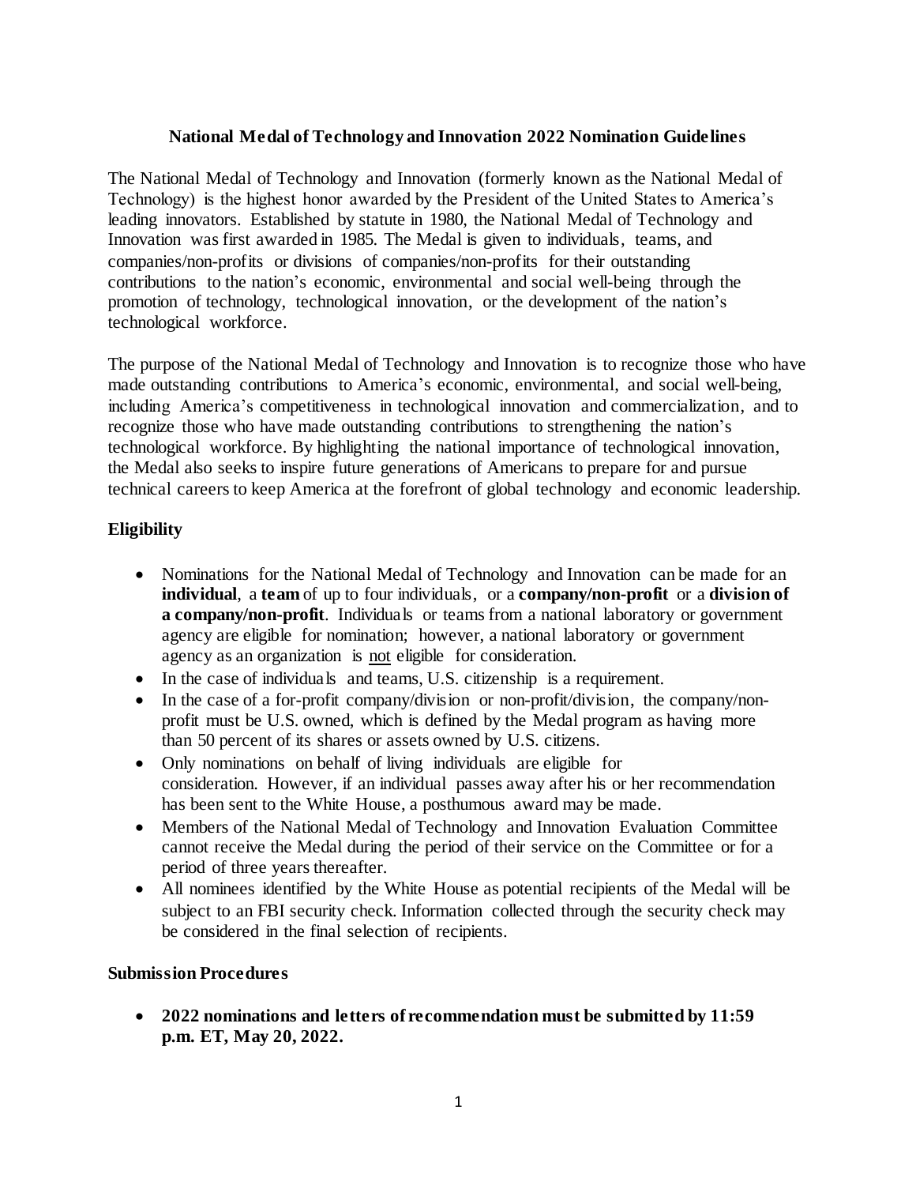# National Medal of Technology and Innovation 2022 Nomination Guidelines

The National Medal of Technology and Innovation (formerly known as the National Medal of Technology) is the highest honor awarded by the President of the United States to America's leading innovators. Established by statute in 1980, the National Medal of Technology and Innovation was first awarded in 1985. The Medal is given to individuals, teams, and companies/non-profits or divisions of companies/non-profits for their outstanding contributions to the nation's economic, environmental and social well-being through the promotion of technology, technological innovation, or the development of the nation's technological workforce.

The purpose of the National Medal of Technology and Innovation is to recognize those who have made outstanding contributions to America's economic, environmental, and social well-being, including America's competitiveness in technological innovation and commercialization, and to recognize those who have made outstanding contributions to strengthening the nation's technological workforce. By highlighting the national importance of technological innovation, the Medal also seeks to inspire future generations of Americans to prepare for and pursue technical careers to keep America at the forefront of global technology and economic leadership.

## Eligibility

- Nominations for the National Medal of Technology and Innovation can be made for an **individual**, a **team** of up to four individuals, or a **company/non-profit** or a **division of a company/non-profit**. Individuals or teams from a national laboratory or government agency are eligible for nomination; however, a national laboratory or government agency as an organization is <u>not</u> eligible for consideration.
- In the case of individuals and teams, U.S. citizenship is a requirement.
- In the case of a for-profit company/division or non-profit/division, the company/non-profit must be U.S. owned, which is defined by the Medal program as having more than 50 percent of its shares or assets owned by U.S. citizens.
- Only nominations on behalf of living individuals are eligible for consideration. However, if an individual passes away after his or her recommendation has been sent to the White House, a posthumous award may be made.
- Members of the National Medal of Technology and Innovation Evaluation Committee cannot receive the Medal during the period of their service on the Committee or for a period of three years thereafter.
- All nominees identified by the White House as potential recipients of the Medal will be subject to an FBI security check. Information collected through the security check may be considered in the final selection of recipients.

## Submission Procedures

- **2022 nominations and letters of recommendation must be submitted by 11:59 p.m. ET, May 20, 2022.**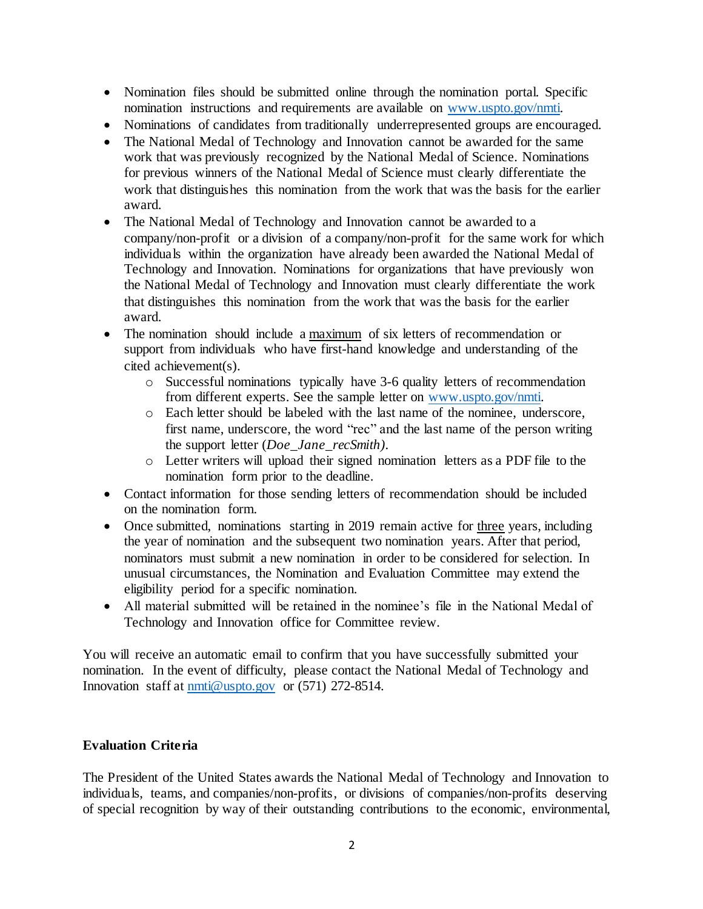- Nomination files should be submitted online through the nomination portal. Specific nomination instructions and requirements are available on [www.uspto.gov/nmti](www.uspto.gov/nmti).
- Nominations of candidates from traditionally underrepresented groups are encouraged.
- The National Medal of Technology and Innovation cannot be awarded for the same work that was previously recognized by the National Medal of Science. Nominations for previous winners of the National Medal of Science must clearly differentiate the work that distinguishes this nomination from the work that was the basis for the earlier award.
- The National Medal of Technology and Innovation cannot be awarded to a company/non-profit or a division of a company/non-profit for the same work for which individuals within the organization have already been awarded the National Medal of Technology and Innovation. Nominations for organizations that have previously won the National Medal of Technology and Innovation must clearly differentiate the work that distinguishes this nomination from the work that was the basis for the earlier award.
- The nomination should include a <u>maximum</u> of six letters of recommendation or support from individuals who have first-hand knowledge and understanding of the cited achievement(s).
  - Successful nominations typically have 3-6 quality letters of recommendation from different experts. See the sample letter on [www.uspto.gov/nmti](www.uspto.gov/nmti).
  - Each letter should be labeled with the last name of the nominee, underscore, first name, underscore, the word "rec" and the last name of the person writing the support letter (*Doe_Jane_recSmith)*.
  - Letter writers will upload their signed nomination letters as a PDF file to the nomination form prior to the deadline.
- Contact information for those sending letters of recommendation should be included on the nomination form.
- Once submitted, nominations starting in 2019 remain active for <u>three</u> years, including the year of nomination and the subsequent two nomination years. After that period, nominators must submit a new nomination in order to be considered for selection. In unusual circumstances, the Nomination and Evaluation Committee may extend the eligibility period for a specific nomination.
- All material submitted will be retained in the nominee's file in the National Medal of Technology and Innovation office for Committee review.

You will receive an automatic email to confirm that you have successfully submitted your nomination. In the event of difficulty, please contact the National Medal of Technology and Innovation staff at [nmti@uspto.gov](mailto:nmti@uspto.gov) or (571) 272-8514.

**Evaluation Criteria**

The President of the United States awards the National Medal of Technology and Innovation to individuals, teams, and companies/non-profits, or divisions of companies/non-profits deserving of special recognition by way of their outstanding contributions to the economic, environmental,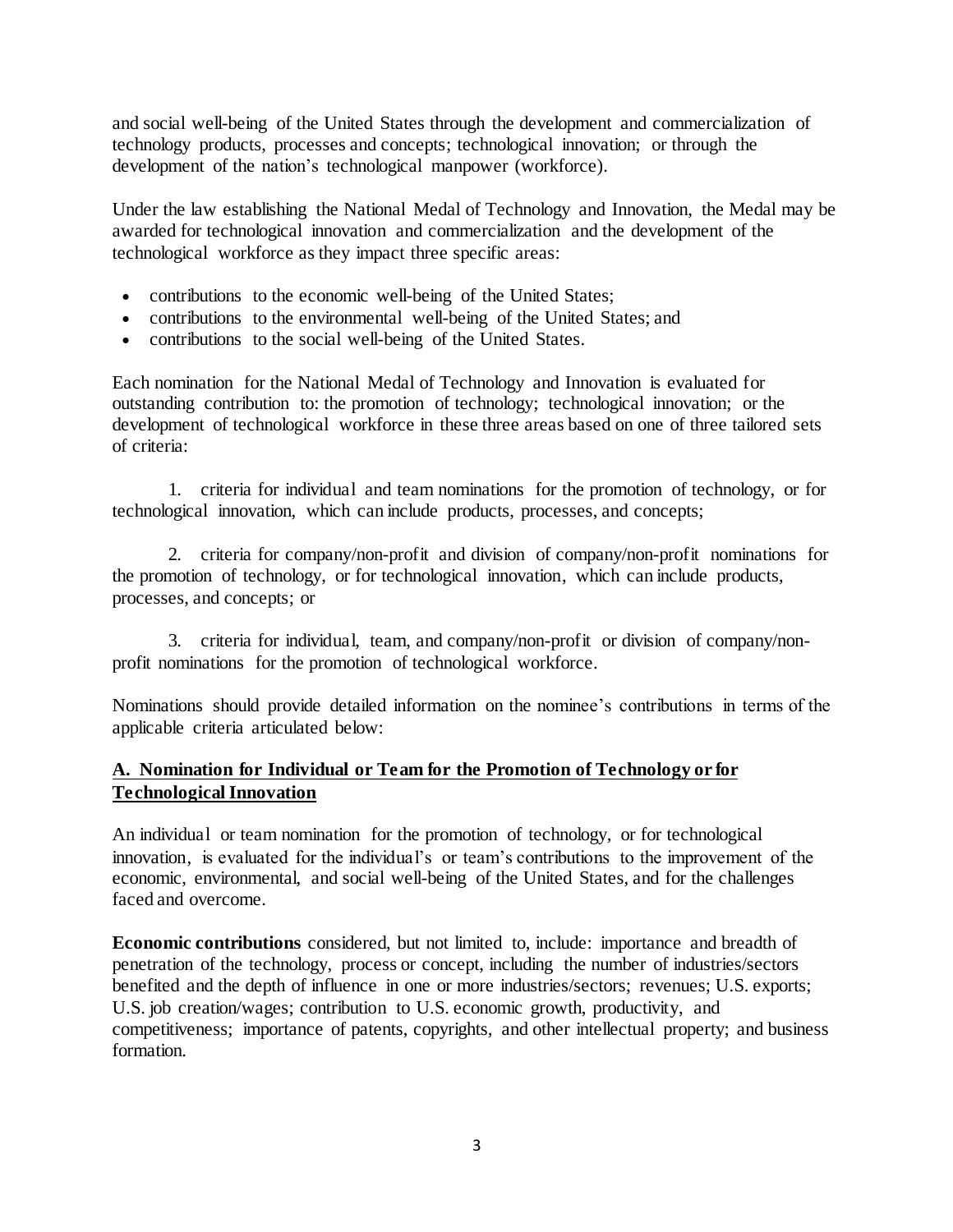and social well-being of the United States through the development and commercialization of technology products, processes and concepts; technological innovation; or through the development of the nation's technological manpower (workforce).

Under the law establishing the National Medal of Technology and Innovation, the Medal may be awarded for technological innovation and commercialization and the development of the technological workforce as they impact three specific areas:

- contributions to the economic well-being of the United States;
- contributions to the environmental well-being of the United States; and
- contributions to the social well-being of the United States.

Each nomination for the National Medal of Technology and Innovation is evaluated for outstanding contribution to: the promotion of technology; technological innovation; or the development of technological workforce in these three areas based on one of three tailored sets of criteria:

1. criteria for individual and team nominations for the promotion of technology, or for technological innovation, which can include products, processes, and concepts;

2. criteria for company/non-profit and division of company/non-profit nominations for the promotion of technology, or for technological innovation, which can include products, processes, and concepts; or

3. criteria for individual, team, and company/non-profit or division of company/non-profit nominations for the promotion of technological workforce.

Nominations should provide detailed information on the nominee's contributions in terms of the applicable criteria articulated below:

## A. Nomination for Individual or Team for the Promotion of Technology or for Technological Innovation

An individual or team nomination for the promotion of technology, or for technological innovation, is evaluated for the individual's or team's contributions to the improvement of the economic, environmental, and social well-being of the United States, and for the challenges faced and overcome.

**Economic contributions** considered, but not limited to, include: importance and breadth of penetration of the technology, process or concept, including the number of industries/sectors benefited and the depth of influence in one or more industries/sectors; revenues; U.S. exports; U.S. job creation/wages; contribution to U.S. economic growth, productivity, and competitiveness; importance of patents, copyrights, and other intellectual property; and business formation.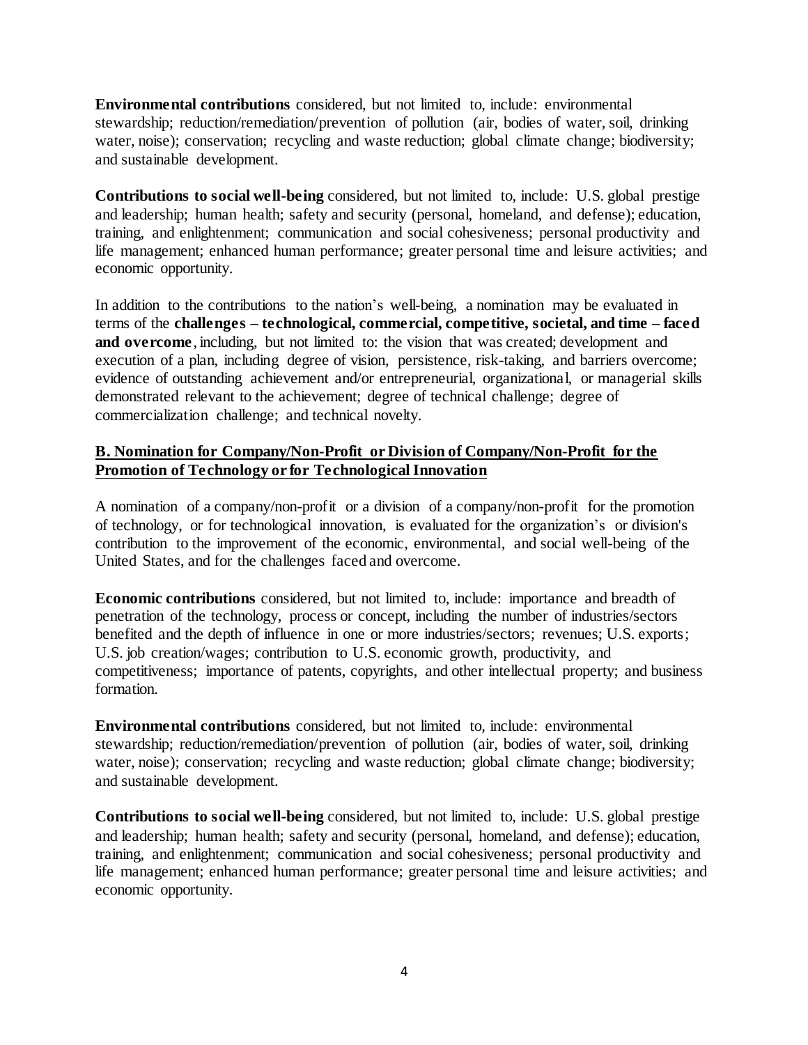**Environmental contributions** considered, but not limited to, include: environmental stewardship; reduction/remediation/prevention of pollution (air, bodies of water, soil, drinking water, noise); conservation; recycling and waste reduction; global climate change; biodiversity; and sustainable development.

**Contributions to social well-being** considered, but not limited to, include: U.S. global prestige and leadership; human health; safety and security (personal, homeland, and defense); education, training, and enlightenment; communication and social cohesiveness; personal productivity and life management; enhanced human performance; greater personal time and leisure activities; and economic opportunity.

In addition to the contributions to the nation's well-being, a nomination may be evaluated in terms of the **challenges – technological, commercial, competitive, societal, and time – faced and overcome**, including, but not limited to: the vision that was created; development and execution of a plan, including degree of vision, persistence, risk-taking, and barriers overcome; evidence of outstanding achievement and/or entrepreneurial, organizational, or managerial skills demonstrated relevant to the achievement; degree of technical challenge; degree of commercialization challenge; and technical novelty.

## B. Nomination for Company/Non-Profit or Division of Company/Non-Profit for the Promotion of Technology or for Technological Innovation

A nomination of a company/non-profit or a division of a company/non-profit for the promotion of technology, or for technological innovation, is evaluated for the organization's or division's contribution to the improvement of the economic, environmental, and social well-being of the United States, and for the challenges faced and overcome.

**Economic contributions** considered, but not limited to, include: importance and breadth of penetration of the technology, process or concept, including the number of industries/sectors benefited and the depth of influence in one or more industries/sectors; revenues; U.S. exports; U.S. job creation/wages; contribution to U.S. economic growth, productivity, and competitiveness; importance of patents, copyrights, and other intellectual property; and business formation.

**Environmental contributions** considered, but not limited to, include: environmental stewardship; reduction/remediation/prevention of pollution (air, bodies of water, soil, drinking water, noise); conservation; recycling and waste reduction; global climate change; biodiversity; and sustainable development.

**Contributions to social well-being** considered, but not limited to, include: U.S. global prestige and leadership; human health; safety and security (personal, homeland, and defense); education, training, and enlightenment; communication and social cohesiveness; personal productivity and life management; enhanced human performance; greater personal time and leisure activities; and economic opportunity.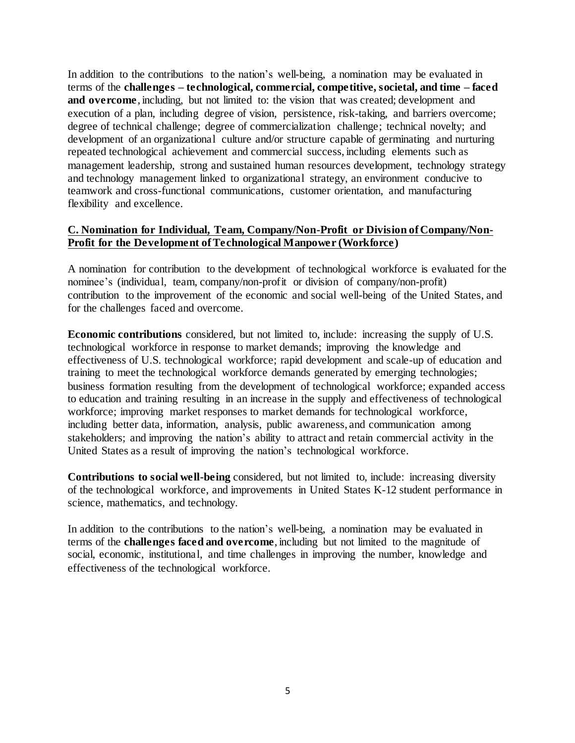In addition to the contributions to the nation's well-being, a nomination may be evaluated in terms of the **challenges – technological, commercial, competitive, societal, and time – faced and overcome**, including, but not limited to: the vision that was created; development and execution of a plan, including degree of vision, persistence, risk-taking, and barriers overcome; degree of technical challenge; degree of commercialization challenge; technical novelty; and development of an organizational culture and/or structure capable of germinating and nurturing repeated technological achievement and commercial success, including elements such as management leadership, strong and sustained human resources development, technology strategy and technology management linked to organizational strategy, an environment conducive to teamwork and cross-functional communications, customer orientation, and manufacturing flexibility and excellence.

## C. Nomination for Individual, Team, Company/Non-Profit or Division of Company/Non-Profit for the Development of Technological Manpower (Workforce)

A nomination for contribution to the development of technological workforce is evaluated for the nominee's (individual, team, company/non-profit or division of company/non-profit) contribution to the improvement of the economic and social well-being of the United States, and for the challenges faced and overcome.

**Economic contributions** considered, but not limited to, include: increasing the supply of U.S. technological workforce in response to market demands; improving the knowledge and effectiveness of U.S. technological workforce; rapid development and scale-up of education and training to meet the technological workforce demands generated by emerging technologies; business formation resulting from the development of technological workforce; expanded access to education and training resulting in an increase in the supply and effectiveness of technological workforce; improving market responses to market demands for technological workforce, including better data, information, analysis, public awareness, and communication among stakeholders; and improving the nation's ability to attract and retain commercial activity in the United States as a result of improving the nation's technological workforce.

**Contributions to social well-being** considered, but not limited to, include: increasing diversity of the technological workforce, and improvements in United States K-12 student performance in science, mathematics, and technology.

In addition to the contributions to the nation's well-being, a nomination may be evaluated in terms of the **challenges faced and overcome**, including but not limited to the magnitude of social, economic, institutional, and time challenges in improving the number, knowledge and effectiveness of the technological workforce.